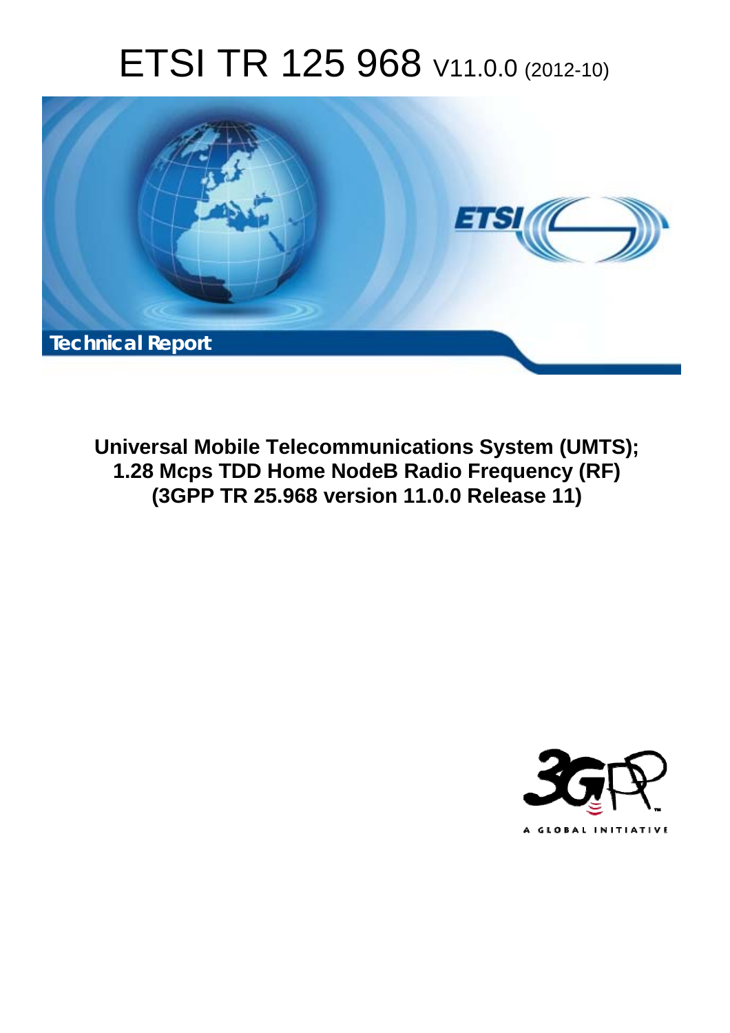# ETSI TR 125 968 V11.0.0 (2012-10)

Technical Report

**Universal Mobile Telecommunications System (UMTS); 1.28 Mcps TDD Home NodeB Radio Frequency (RF) (3GPP TR 25.968 version 11.0.0 Release 11)**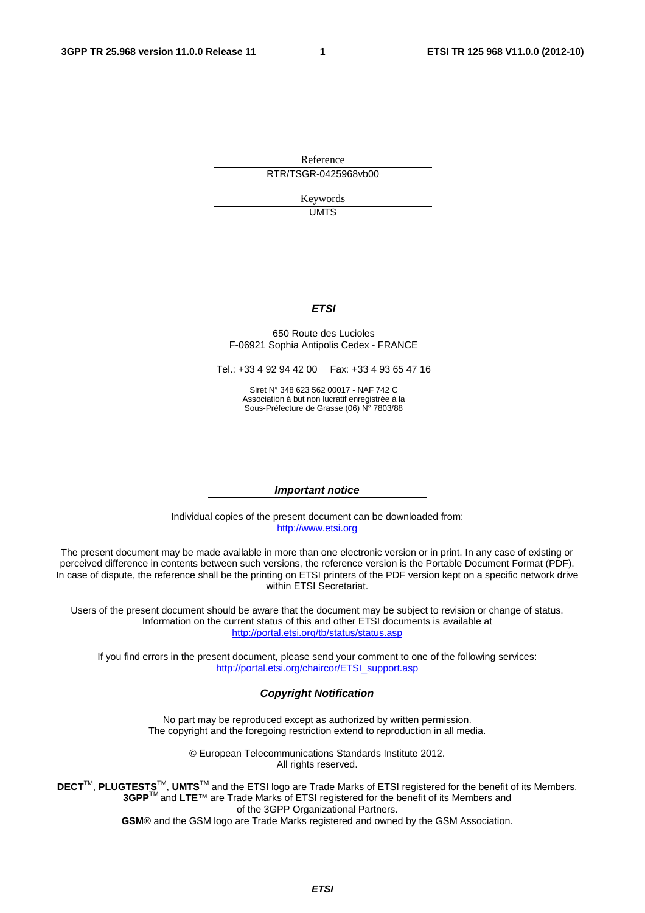Reference

RTR/TSGR-0425968vb00

Keywords

UMTS

***ETSI***

650 Route des Lucioles
F-06921 Sophia Antipolis Cedex - FRANCE

Tel.: +33 4 92 94 42 00 Fax: +33 4 93 65 47 16

Siret N° 348 623 562 00017 - NAF 742 C
Association à but non lucratif enregistrée à la
Sous-Préfecture de Grasse (06) N° 7803/88

***Important notice***

Individual copies of the present document can be downloaded from:
http://www.etsi.org

The present document may be made available in more than one electronic version or in print. In any case of existing or perceived difference in contents between such versions, the reference version is the Portable Document Format (PDF). In case of dispute, the reference shall be the printing on ETSI printers of the PDF version kept on a specific network drive within ETSI Secretariat.

Users of the present document should be aware that the document may be subject to revision or change of status. Information on the current status of this and other ETSI documents is available at
http://portal.etsi.org/tb/status/status.asp

If you find errors in the present document, please send your comment to one of the following services:
http://portal.etsi.org/chaircor/ETSI_support.asp

***Copyright Notification***

No part may be reproduced except as authorized by written permission.
The copyright and the foregoing restriction extend to reproduction in all media.

© European Telecommunications Standards Institute 2012.
All rights reserved.

**DECT**™, **PLUGTESTS**™, **UMTS**™ and the ETSI logo are Trade Marks of ETSI registered for the benefit of its Members.
**3GPP**™ and **LTE**™ are Trade Marks of ETSI registered for the benefit of its Members and
of the 3GPP Organizational Partners.
**GSM**® and the GSM logo are Trade Marks registered and owned by the GSM Association.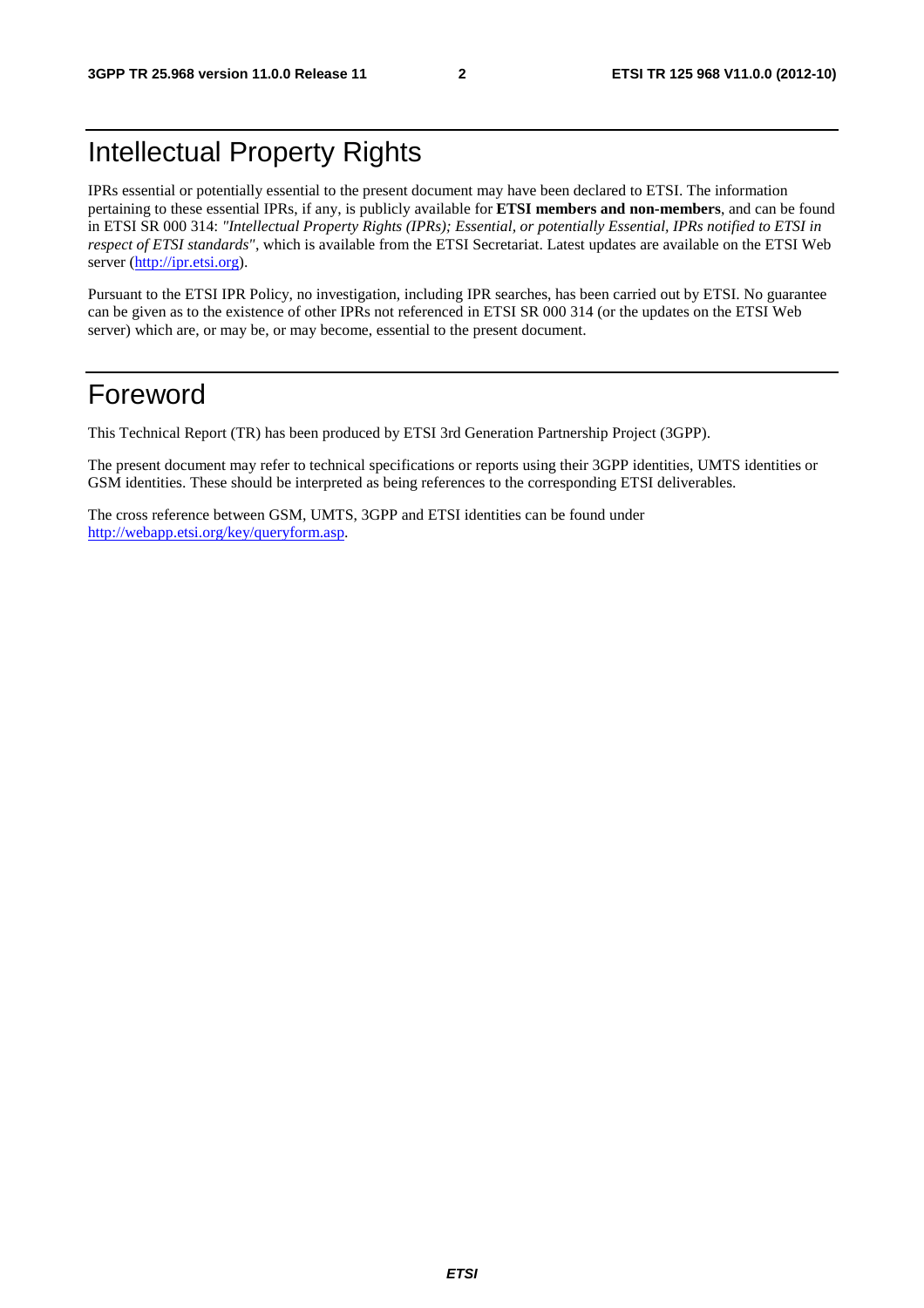# Intellectual Property Rights

IPRs essential or potentially essential to the present document may have been declared to ETSI. The information pertaining to these essential IPRs, if any, is publicly available for **ETSI members and non-members**, and can be found in ETSI SR 000 314: *"Intellectual Property Rights (IPRs); Essential, or potentially Essential, IPRs notified to ETSI in respect of ETSI standards"*, which is available from the ETSI Secretariat. Latest updates are available on the ETSI Web server (http://ipr.etsi.org).

Pursuant to the ETSI IPR Policy, no investigation, including IPR searches, has been carried out by ETSI. No guarantee can be given as to the existence of other IPRs not referenced in ETSI SR 000 314 (or the updates on the ETSI Web server) which are, or may be, or may become, essential to the present document.

# Foreword

This Technical Report (TR) has been produced by ETSI 3rd Generation Partnership Project (3GPP).

The present document may refer to technical specifications or reports using their 3GPP identities, UMTS identities or GSM identities. These should be interpreted as being references to the corresponding ETSI deliverables.

The cross reference between GSM, UMTS, 3GPP and ETSI identities can be found under http://webapp.etsi.org/key/queryform.asp.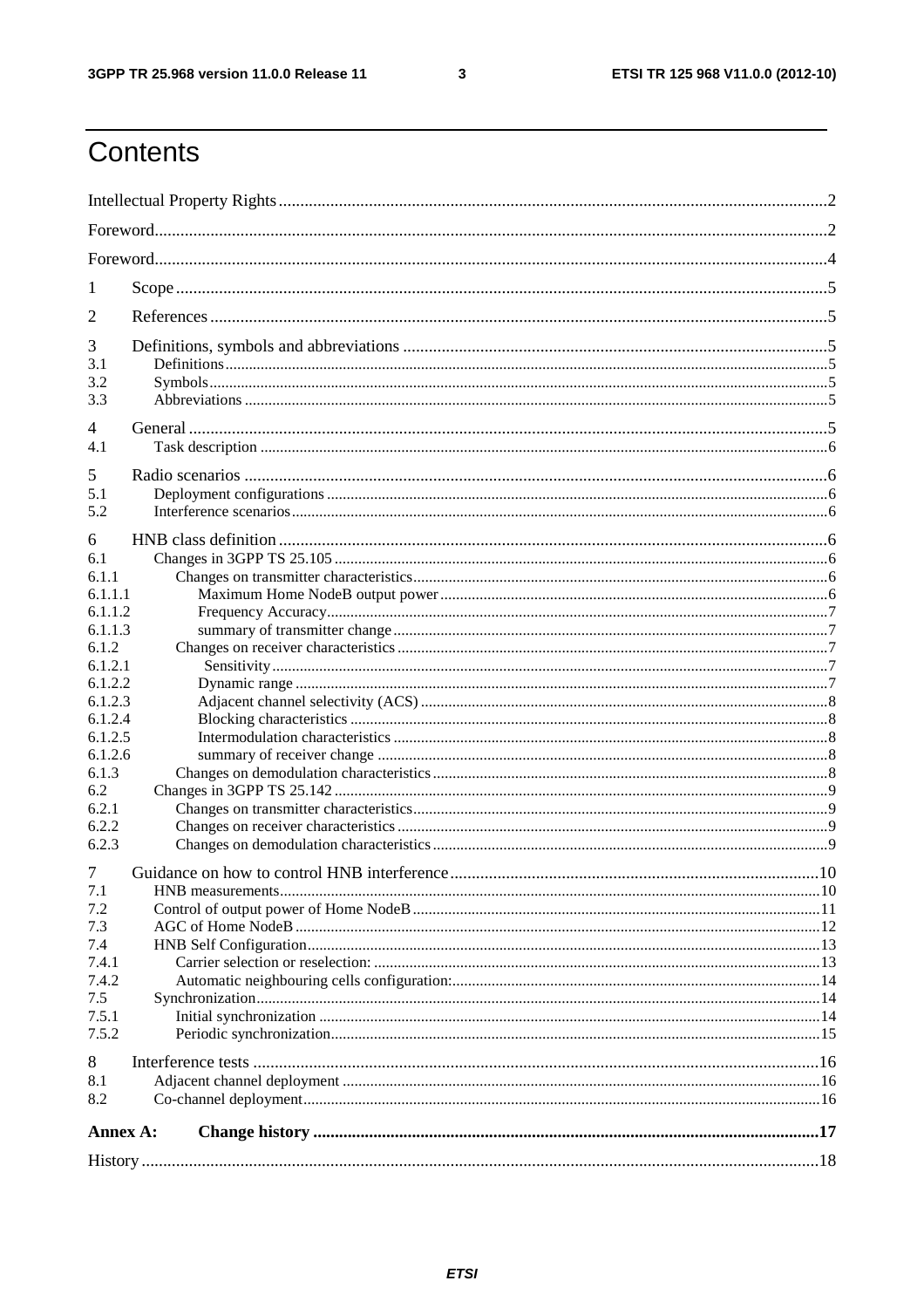# Contents

Intellectual Property Rights ....2

Foreword ....2

Foreword ....4

1 Scope ....5

2 References ....5

3 Definitions, symbols and abbreviations ....5

3.1 Definitions ....5

3.2 Symbols ....5

3.3 Abbreviations ....5

4 General ....5

4.1 Task description ....6

5 Radio scenarios ....6

5.1 Deployment configurations ....6

5.2 Interference scenarios ....6

6 HNB class definition ....6

6.1 Changes in 3GPP TS 25.105 ....6

6.1.1 Changes on transmitter characteristics ....6

6.1.1.1 Maximum Home NodeB output power ....6

6.1.1.2 Frequency Accuracy ....7

6.1.1.3 summary of transmitter change ....7

6.1.2 Changes on receiver characteristics ....7

6.1.2.1 Sensitivity ....7

6.1.2.2 Dynamic range ....7

6.1.2.3 Adjacent channel selectivity (ACS) ....8

6.1.2.4 Blocking characteristics ....8

6.1.2.5 Intermodulation characteristics ....8

6.1.2.6 summary of receiver change ....8

6.1.3 Changes on demodulation characteristics ....8

6.2 Changes in 3GPP TS 25.142 ....9

6.2.1 Changes on transmitter characteristics ....9

6.2.2 Changes on receiver characteristics ....9

6.2.3 Changes on demodulation characteristics ....9

7 Guidance on how to control HNB interference ....10

7.1 HNB measurements ....10

7.2 Control of output power of Home NodeB ....11

7.3 AGC of Home NodeB ....12

7.4 HNB Self Configuration ....13

7.4.1 Carrier selection or reselection: ....13

7.4.2 Automatic neighbouring cells configuration: ....14

7.5 Synchronization ....14

7.5.1 Initial synchronization ....14

7.5.2 Periodic synchronization ....15

8 Interference tests ....16

8.1 Adjacent channel deployment ....16

8.2 Co-channel deployment ....16

**Annex A: Change history ....17**

History ....18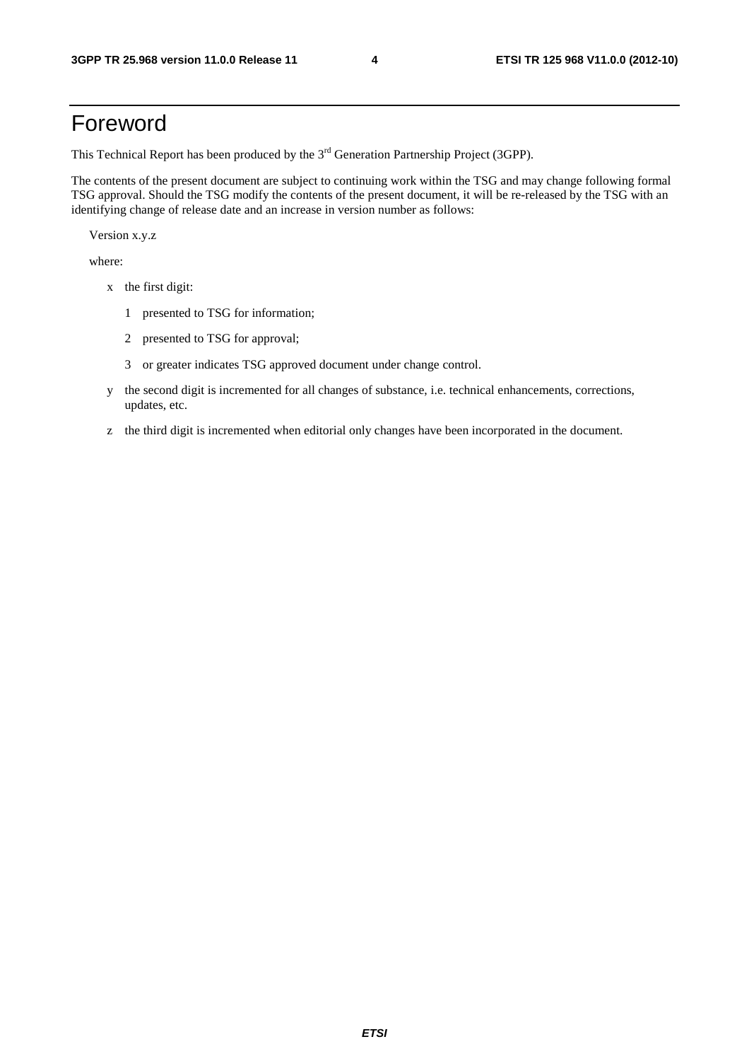# Foreword

This Technical Report has been produced by the 3rd Generation Partnership Project (3GPP).

The contents of the present document are subject to continuing work within the TSG and may change following formal TSG approval. Should the TSG modify the contents of the present document, it will be re-released by the TSG with an identifying change of release date and an increase in version number as follows:

Version x.y.z

where:

- x the first digit:
  - 1 presented to TSG for information;
  - 2 presented to TSG for approval;
  - 3 or greater indicates TSG approved document under change control.
- y the second digit is incremented for all changes of substance, i.e. technical enhancements, corrections, updates, etc.
- z the third digit is incremented when editorial only changes have been incorporated in the document.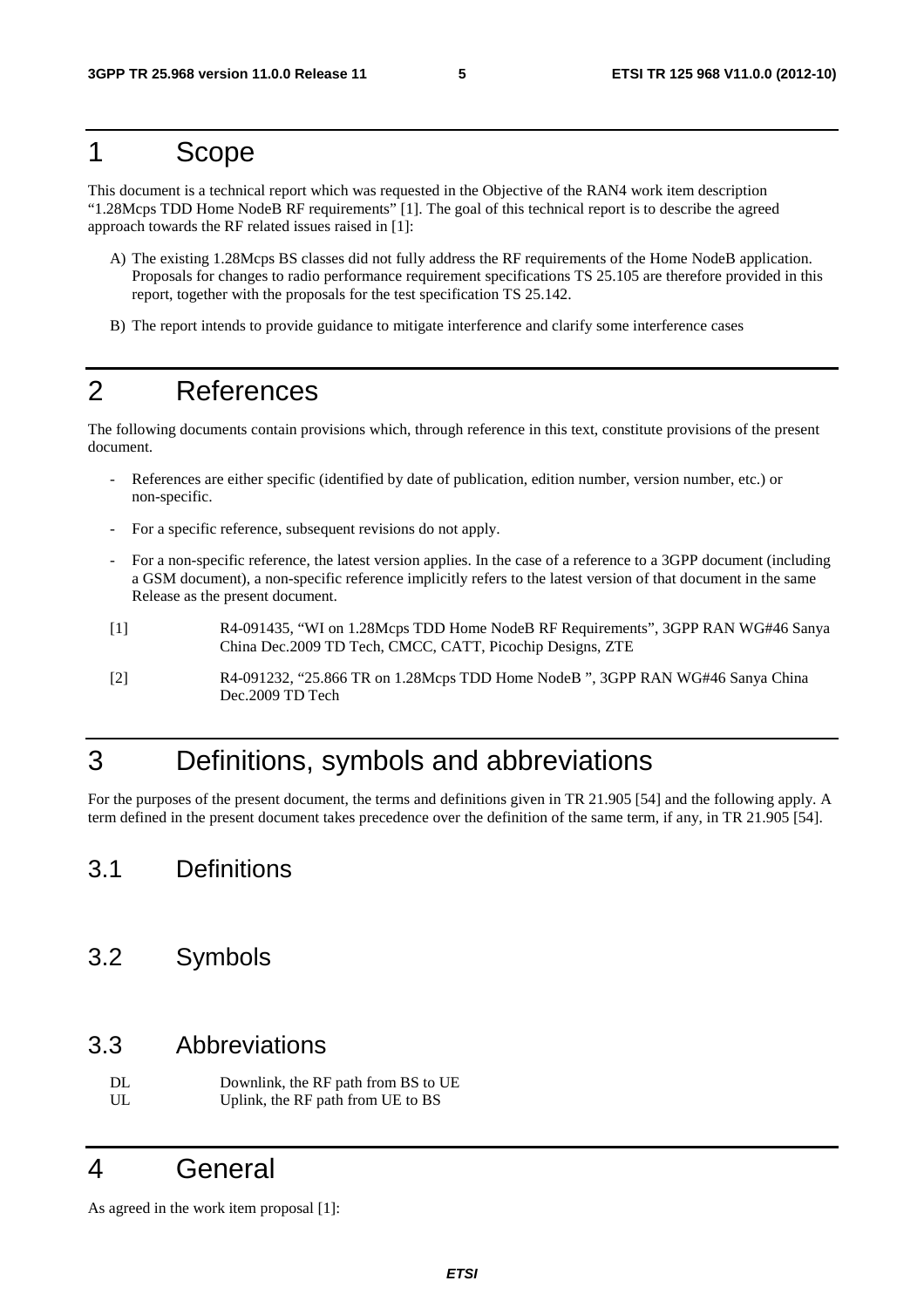# 1 Scope

This document is a technical report which was requested in the Objective of the RAN4 work item description "1.28Mcps TDD Home NodeB RF requirements" [1]. The goal of this technical report is to describe the agreed approach towards the RF related issues raised in [1]:

A) The existing 1.28Mcps BS classes did not fully address the RF requirements of the Home NodeB application. Proposals for changes to radio performance requirement specifications TS 25.105 are therefore provided in this report, together with the proposals for the test specification TS 25.142.

B) The report intends to provide guidance to mitigate interference and clarify some interference cases

# 2 References

The following documents contain provisions which, through reference in this text, constitute provisions of the present document.

- References are either specific (identified by date of publication, edition number, version number, etc.) or non-specific.
- For a specific reference, subsequent revisions do not apply.
- For a non-specific reference, the latest version applies. In the case of a reference to a 3GPP document (including a GSM document), a non-specific reference implicitly refers to the latest version of that document in the same Release as the present document.

[1] R4-091435, "WI on 1.28Mcps TDD Home NodeB RF Requirements", 3GPP RAN WG#46 Sanya China Dec.2009 TD Tech, CMCC, CATT, Picochip Designs, ZTE

[2] R4-091232, "25.866 TR on 1.28Mcps TDD Home NodeB ", 3GPP RAN WG#46 Sanya China Dec.2009 TD Tech

# 3 Definitions, symbols and abbreviations

For the purposes of the present document, the terms and definitions given in TR 21.905 [54] and the following apply. A term defined in the present document takes precedence over the definition of the same term, if any, in TR 21.905 [54].

## 3.1 Definitions

## 3.2 Symbols

## 3.3 Abbreviations

DL Downlink, the RF path from BS to UE
UL Uplink, the RF path from UE to BS

# 4 General

As agreed in the work item proposal [1]: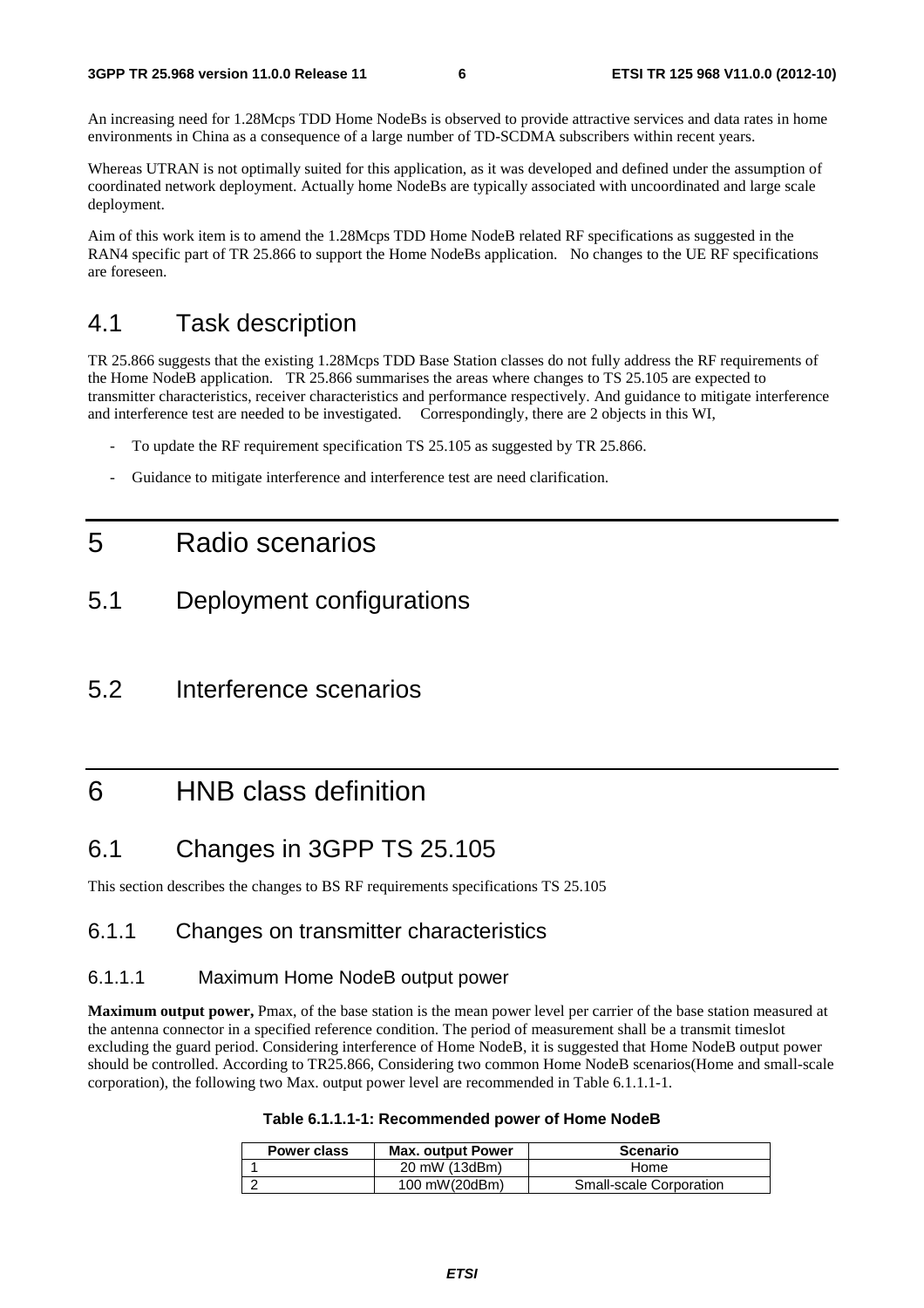An increasing need for 1.28Mcps TDD Home NodeBs is observed to provide attractive services and data rates in home environments in China as a consequence of a large number of TD-SCDMA subscribers within recent years.

Whereas UTRAN is not optimally suited for this application, as it was developed and defined under the assumption of coordinated network deployment. Actually home NodeBs are typically associated with uncoordinated and large scale deployment.

Aim of this work item is to amend the 1.28Mcps TDD Home NodeB related RF specifications as suggested in the RAN4 specific part of TR 25.866 to support the Home NodeBs application. No changes to the UE RF specifications are foreseen.

## 4.1 Task description

TR 25.866 suggests that the existing 1.28Mcps TDD Base Station classes do not fully address the RF requirements of the Home NodeB application. TR 25.866 summarises the areas where changes to TS 25.105 are expected to transmitter characteristics, receiver characteristics and performance respectively. And guidance to mitigate interference and interference test are needed to be investigated. Correspondingly, there are 2 objects in this WI,

- To update the RF requirement specification TS 25.105 as suggested by TR 25.866.
- Guidance to mitigate interference and interference test are need clarification.

# 5 Radio scenarios

## 5.1 Deployment configurations

## 5.2 Interference scenarios

# 6 HNB class definition

## 6.1 Changes in 3GPP TS 25.105

This section describes the changes to BS RF requirements specifications TS 25.105

### 6.1.1 Changes on transmitter characteristics

#### 6.1.1.1 Maximum Home NodeB output power

**Maximum output power,** Pmax, of the base station is the mean power level per carrier of the base station measured at the antenna connector in a specified reference condition. The period of measurement shall be a transmit timeslot excluding the guard period. Considering interference of Home NodeB, it is suggested that Home NodeB output power should be controlled. According to TR25.866, Considering two common Home NodeB scenarios(Home and small-scale corporation), the following two Max. output power level are recommended in Table 6.1.1.1-1.

**Table 6.1.1.1-1: Recommended power of Home NodeB**

| Power class | Max. output Power | Scenario |
|---|---|---|
| 1 | 20 mW (13dBm) | Home |
| 2 | 100 mW(20dBm) | Small-scale Corporation |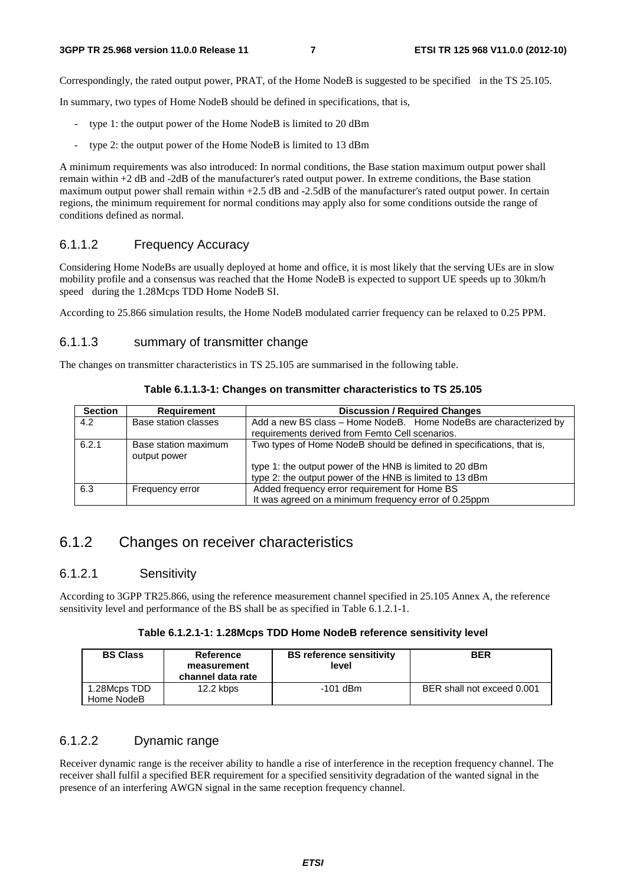Correspondingly, the rated output power, PRAT, of the Home NodeB is suggested to be specified in the TS 25.105.

In summary, two types of Home NodeB should be defined in specifications, that is,

- type 1: the output power of the Home NodeB is limited to 20 dBm
- type 2: the output power of the Home NodeB is limited to 13 dBm

A minimum requirements was also introduced: In normal conditions, the Base station maximum output power shall remain within +2 dB and -2dB of the manufacturer's rated output power. In extreme conditions, the Base station maximum output power shall remain within +2.5 dB and -2.5dB of the manufacturer's rated output power. In certain regions, the minimum requirement for normal conditions may apply also for some conditions outside the range of conditions defined as normal.

#### 6.1.1.2 Frequency Accuracy

Considering Home NodeBs are usually deployed at home and office, it is most likely that the serving UEs are in slow mobility profile and a consensus was reached that the Home NodeB is expected to support UE speeds up to 30km/h speed during the 1.28Mcps TDD Home NodeB SI.

According to 25.866 simulation results, the Home NodeB modulated carrier frequency can be relaxed to 0.25 PPM.

#### 6.1.1.3 summary of transmitter change

The changes on transmitter characteristics in TS 25.105 are summarised in the following table.

**Table 6.1.1.3-1: Changes on transmitter characteristics to TS 25.105**

| Section | Requirement | Discussion / Required Changes |
|---|---|---|
| 4.2 | Base station classes | Add a new BS class – Home NodeB. Home NodeBs are characterized by requirements derived from Femto Cell scenarios. |
| 6.2.1 | Base station maximum output power | Two types of Home NodeB should be defined in specifications, that is,<br><br>type 1: the output power of the HNB is limited to 20 dBm<br>type 2: the output power of the HNB is limited to 13 dBm |
| 6.3 | Frequency error | Added frequency error requirement for Home BS<br>It was agreed on a minimum frequency error of 0.25ppm |

### 6.1.2 Changes on receiver characteristics

#### 6.1.2.1 Sensitivity

According to 3GPP TR25.866, using the reference measurement channel specified in 25.105 Annex A, the reference sensitivity level and performance of the BS shall be as specified in Table 6.1.2.1-1.

**Table 6.1.2.1-1: 1.28Mcps TDD Home NodeB reference sensitivity level**

| BS Class | Reference measurement channel data rate | BS reference sensitivity level | BER |
|---|---|---|---|
| 1.28Mcps TDD Home NodeB | 12.2 kbps | -101 dBm | BER shall not exceed 0.001 |

#### 6.1.2.2 Dynamic range

Receiver dynamic range is the receiver ability to handle a rise of interference in the reception frequency channel. The receiver shall fulfil a specified BER requirement for a specified sensitivity degradation of the wanted signal in the presence of an interfering AWGN signal in the same reception frequency channel.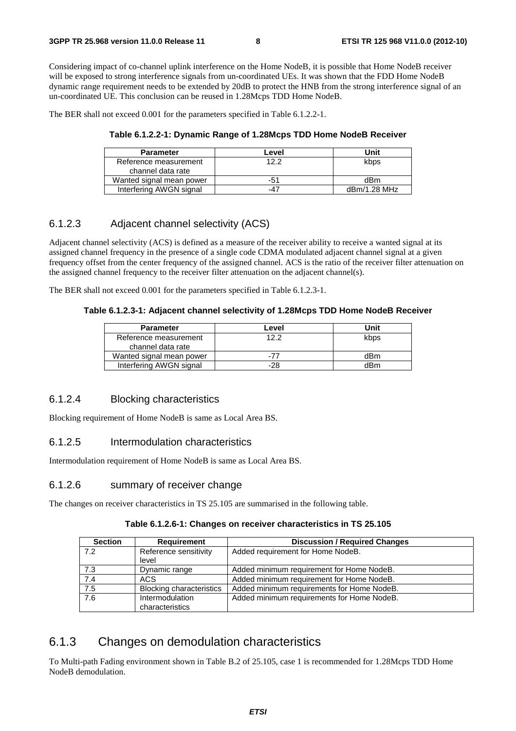Considering impact of co-channel uplink interference on the Home NodeB, it is possible that Home NodeB receiver will be exposed to strong interference signals from un-coordinated UEs. It was shown that the FDD Home NodeB dynamic range requirement needs to be extended by 20dB to protect the HNB from the strong interference signal of an un-coordinated UE. This conclusion can be reused in 1.28Mcps TDD Home NodeB.

The BER shall not exceed 0.001 for the parameters specified in Table 6.1.2.2-1.

**Table 6.1.2.2-1: Dynamic Range of 1.28Mcps TDD Home NodeB Receiver**

| Parameter | Level | Unit |
|---|---|---|
| Reference measurement channel data rate | 12.2 | kbps |
| Wanted signal mean power | -51 | dBm |
| Interfering AWGN signal | -47 | dBm/1.28 MHz |

### 6.1.2.3 Adjacent channel selectivity (ACS)

Adjacent channel selectivity (ACS) is defined as a measure of the receiver ability to receive a wanted signal at its assigned channel frequency in the presence of a single code CDMA modulated adjacent channel signal at a given frequency offset from the center frequency of the assigned channel. ACS is the ratio of the receiver filter attenuation on the assigned channel frequency to the receiver filter attenuation on the adjacent channel(s).

The BER shall not exceed 0.001 for the parameters specified in Table 6.1.2.3-1.

**Table 6.1.2.3-1: Adjacent channel selectivity of 1.28Mcps TDD Home NodeB Receiver**

| Parameter | Level | Unit |
|---|---|---|
| Reference measurement channel data rate | 12.2 | kbps |
| Wanted signal mean power | -77 | dBm |
| Interfering AWGN signal | -28 | dBm |

### 6.1.2.4 Blocking characteristics

Blocking requirement of Home NodeB is same as Local Area BS.

### 6.1.2.5 Intermodulation characteristics

Intermodulation requirement of Home NodeB is same as Local Area BS.

### 6.1.2.6 summary of receiver change

The changes on receiver characteristics in TS 25.105 are summarised in the following table.

**Table 6.1.2.6-1: Changes on receiver characteristics in TS 25.105**

| Section | Requirement | Discussion / Required Changes |
|---|---|---|
| 7.2 | Reference sensitivity level | Added requirement for Home NodeB. |
| 7.3 | Dynamic range | Added minimum requirement for Home NodeB. |
| 7.4 | ACS | Added minimum requirement for Home NodeB. |
| 7.5 | Blocking characteristics | Added minimum requirements for Home NodeB. |
| 7.6 | Intermodulation characteristics | Added minimum requirements for Home NodeB. |

## 6.1.3 Changes on demodulation characteristics

To Multi-path Fading environment shown in Table B.2 of 25.105, case 1 is recommended for 1.28Mcps TDD Home NodeB demodulation.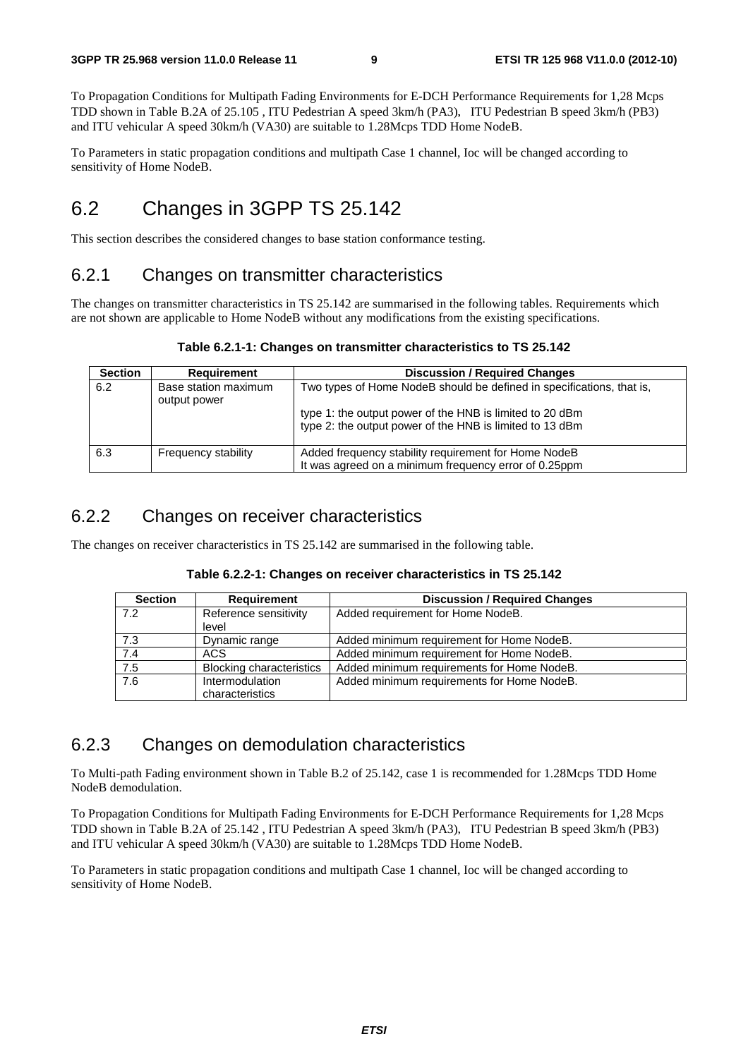To Propagation Conditions for Multipath Fading Environments for E-DCH Performance Requirements for 1,28 Mcps TDD shown in Table B.2A of 25.105 , ITU Pedestrian A speed 3km/h (PA3), ITU Pedestrian B speed 3km/h (PB3) and ITU vehicular A speed 30km/h (VA30) are suitable to 1.28Mcps TDD Home NodeB.

To Parameters in static propagation conditions and multipath Case 1 channel, Ioc will be changed according to sensitivity of Home NodeB.

## 6.2 Changes in 3GPP TS 25.142

This section describes the considered changes to base station conformance testing.

### 6.2.1 Changes on transmitter characteristics

The changes on transmitter characteristics in TS 25.142 are summarised in the following tables. Requirements which are not shown are applicable to Home NodeB without any modifications from the existing specifications.

**Table 6.2.1-1: Changes on transmitter characteristics to TS 25.142**

| Section | Requirement | Discussion / Required Changes |
|---|---|---|
| 6.2 | Base station maximum output power | Two types of Home NodeB should be defined in specifications, that is,<br><br>type 1: the output power of the HNB is limited to 20 dBm<br>type 2: the output power of the HNB is limited to 13 dBm |
| 6.3 | Frequency stability | Added frequency stability requirement for Home NodeB<br>It was agreed on a minimum frequency error of 0.25ppm |

### 6.2.2 Changes on receiver characteristics

The changes on receiver characteristics in TS 25.142 are summarised in the following table.

**Table 6.2.2-1: Changes on receiver characteristics in TS 25.142**

| Section | Requirement | Discussion / Required Changes |
|---|---|---|
| 7.2 | Reference sensitivity level | Added requirement for Home NodeB. |
| 7.3 | Dynamic range | Added minimum requirement for Home NodeB. |
| 7.4 | ACS | Added minimum requirement for Home NodeB. |
| 7.5 | Blocking characteristics | Added minimum requirements for Home NodeB. |
| 7.6 | Intermodulation characteristics | Added minimum requirements for Home NodeB. |

### 6.2.3 Changes on demodulation characteristics

To Multi-path Fading environment shown in Table B.2 of 25.142, case 1 is recommended for 1.28Mcps TDD Home NodeB demodulation.

To Propagation Conditions for Multipath Fading Environments for E-DCH Performance Requirements for 1,28 Mcps TDD shown in Table B.2A of 25.142 , ITU Pedestrian A speed 3km/h (PA3), ITU Pedestrian B speed 3km/h (PB3) and ITU vehicular A speed 30km/h (VA30) are suitable to 1.28Mcps TDD Home NodeB.

To Parameters in static propagation conditions and multipath Case 1 channel, Ioc will be changed according to sensitivity of Home NodeB.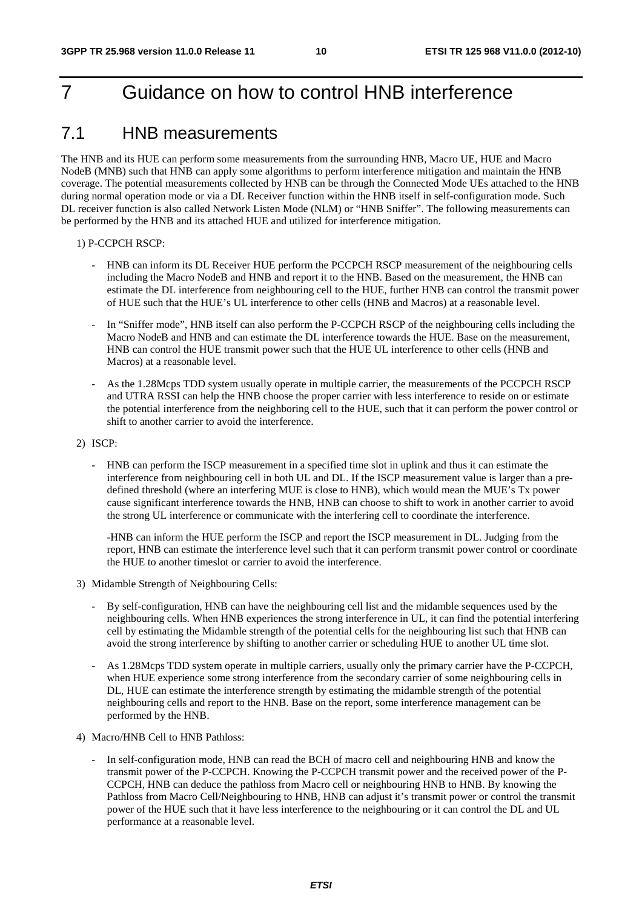# 7 Guidance on how to control HNB interference

## 7.1 HNB measurements

The HNB and its HUE can perform some measurements from the surrounding HNB, Macro UE, HUE and Macro NodeB (MNB) such that HNB can apply some algorithms to perform interference mitigation and maintain the HNB coverage. The potential measurements collected by HNB can be through the Connected Mode UEs attached to the HNB during normal operation mode or via a DL Receiver function within the HNB itself in self-configuration mode. Such DL receiver function is also called Network Listen Mode (NLM) or "HNB Sniffer". The following measurements can be performed by the HNB and its attached HUE and utilized for interference mitigation.

1) P-CCPCH RSCP:

- HNB can inform its DL Receiver HUE perform the PCCPCH RSCP measurement of the neighbouring cells including the Macro NodeB and HNB and report it to the HNB. Based on the measurement, the HNB can estimate the DL interference from neighbouring cell to the HUE, further HNB can control the transmit power of HUE such that the HUE's UL interference to other cells (HNB and Macros) at a reasonable level.
- In "Sniffer mode", HNB itself can also perform the P-CCPCH RSCP of the neighbouring cells including the Macro NodeB and HNB and can estimate the DL interference towards the HUE. Base on the measurement, HNB can control the HUE transmit power such that the HUE UL interference to other cells (HNB and Macros) at a reasonable level.
- As the 1.28Mcps TDD system usually operate in multiple carrier, the measurements of the PCCPCH RSCP and UTRA RSSI can help the HNB choose the proper carrier with less interference to reside on or estimate the potential interference from the neighboring cell to the HUE, such that it can perform the power control or shift to another carrier to avoid the interference.

2) ISCP:

- HNB can perform the ISCP measurement in a specified time slot in uplink and thus it can estimate the interference from neighbouring cell in both UL and DL. If the ISCP measurement value is larger than a pre-defined threshold (where an interfering MUE is close to HNB), which would mean the MUE's Tx power cause significant interference towards the HNB, HNB can choose to shift to work in another carrier to avoid the strong UL interference or communicate with the interfering cell to coordinate the interference.

  -HNB can inform the HUE perform the ISCP and report the ISCP measurement in DL. Judging from the report, HNB can estimate the interference level such that it can perform transmit power control or coordinate the HUE to another timeslot or carrier to avoid the interference.

3) Midamble Strength of Neighbouring Cells:

- By self-configuration, HNB can have the neighbouring cell list and the midamble sequences used by the neighbouring cells. When HNB experiences the strong interference in UL, it can find the potential interfering cell by estimating the Midamble strength of the potential cells for the neighbouring list such that HNB can avoid the strong interference by shifting to another carrier or scheduling HUE to another UL time slot.
- As 1.28Mcps TDD system operate in multiple carriers, usually only the primary carrier have the P-CCPCH, when HUE experience some strong interference from the secondary carrier of some neighbouring cells in DL, HUE can estimate the interference strength by estimating the midamble strength of the potential neighbouring cells and report to the HNB. Base on the report, some interference management can be performed by the HNB.

4) Macro/HNB Cell to HNB Pathloss:

- In self-configuration mode, HNB can read the BCH of macro cell and neighbouring HNB and know the transmit power of the P-CCPCH. Knowing the P-CCPCH transmit power and the received power of the P-CCPCH, HNB can deduce the pathloss from Macro cell or neighbouring HNB to HNB. By knowing the Pathloss from Macro Cell/Neighbouring to HNB, HNB can adjust it's transmit power or control the transmit power of the HUE such that it have less interference to the neighbouring or it can control the DL and UL performance at a reasonable level.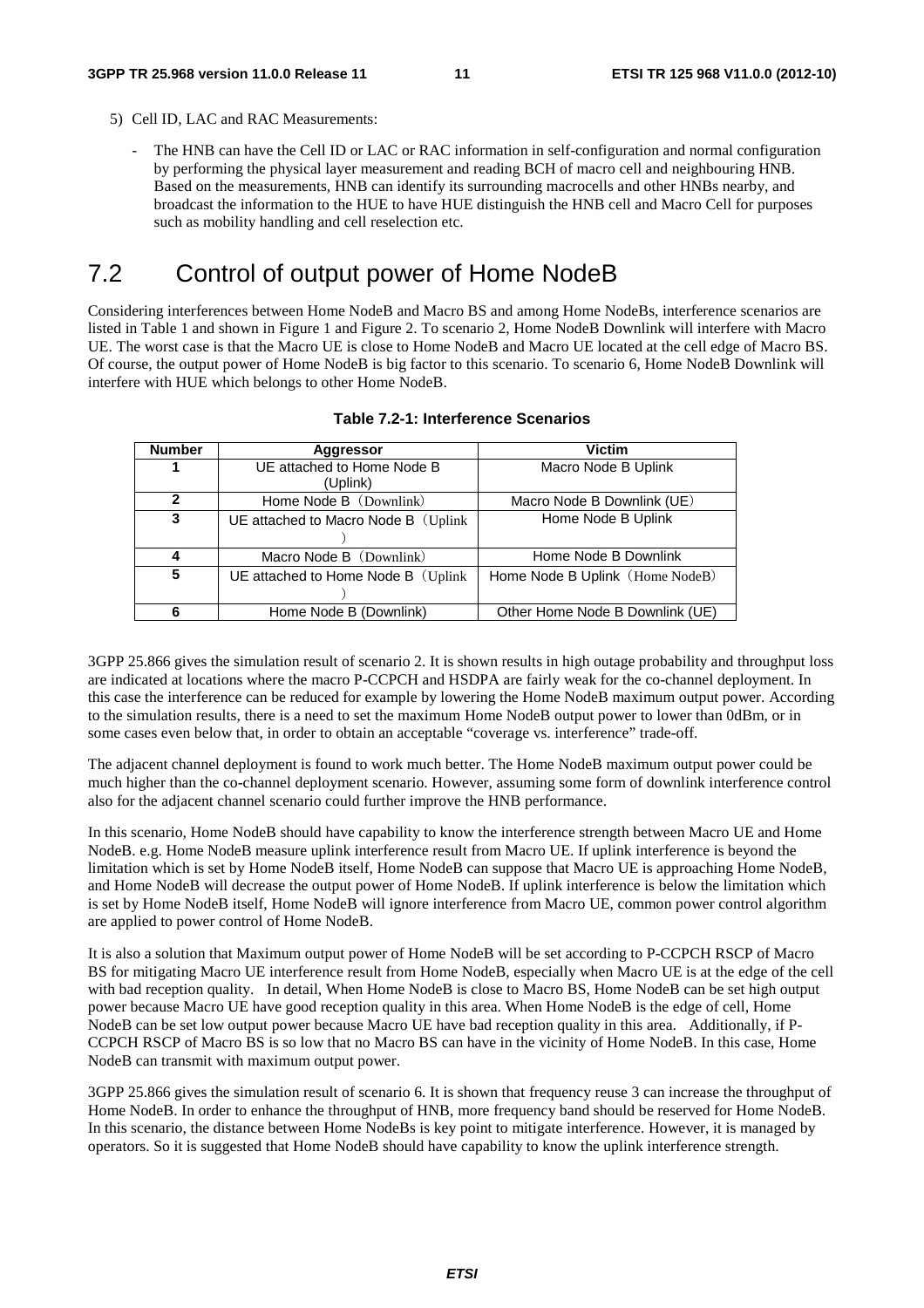5) Cell ID, LAC and RAC Measurements:

   - The HNB can have the Cell ID or LAC or RAC information in self-configuration and normal configuration by performing the physical layer measurement and reading BCH of macro cell and neighbouring HNB. Based on the measurements, HNB can identify its surrounding macrocells and other HNBs nearby, and broadcast the information to the HUE to have HUE distinguish the HNB cell and Macro Cell for purposes such as mobility handling and cell reselection etc.

# 7.2 Control of output power of Home NodeB

Considering interferences between Home NodeB and Macro BS and among Home NodeBs, interference scenarios are listed in Table 1 and shown in Figure 1 and Figure 2. To scenario 2, Home NodeB Downlink will interfere with Macro UE. The worst case is that the Macro UE is close to Home NodeB and Macro UE located at the cell edge of Macro BS. Of course, the output power of Home NodeB is big factor to this scenario. To scenario 6, Home NodeB Downlink will interfere with HUE which belongs to other Home NodeB.

**Table 7.2-1: Interference Scenarios**

| Number | Aggressor | Victim |
|---|---|---|
| 1 | UE attached to Home Node B (Uplink) | Macro Node B Uplink |
| 2 | Home Node B（Downlink） | Macro Node B Downlink (UE） |
| 3 | UE attached to Macro Node B（Uplink） | Home Node B Uplink |
| 4 | Macro Node B（Downlink） | Home Node B Downlink |
| 5 | UE attached to Home Node B（Uplink） | Home Node B Uplink（Home NodeB） |
| 6 | Home Node B (Downlink) | Other Home Node B Downlink (UE) |

3GPP 25.866 gives the simulation result of scenario 2. It is shown results in high outage probability and throughput loss are indicated at locations where the macro P-CCPCH and HSDPA are fairly weak for the co-channel deployment. In this case the interference can be reduced for example by lowering the Home NodeB maximum output power. According to the simulation results, there is a need to set the maximum Home NodeB output power to lower than 0dBm, or in some cases even below that, in order to obtain an acceptable "coverage vs. interference" trade-off.

The adjacent channel deployment is found to work much better. The Home NodeB maximum output power could be much higher than the co-channel deployment scenario. However, assuming some form of downlink interference control also for the adjacent channel scenario could further improve the HNB performance.

In this scenario, Home NodeB should have capability to know the interference strength between Macro UE and Home NodeB. e.g. Home NodeB measure uplink interference result from Macro UE. If uplink interference is beyond the limitation which is set by Home NodeB itself, Home NodeB can suppose that Macro UE is approaching Home NodeB, and Home NodeB will decrease the output power of Home NodeB. If uplink interference is below the limitation which is set by Home NodeB itself, Home NodeB will ignore interference from Macro UE, common power control algorithm are applied to power control of Home NodeB.

It is also a solution that Maximum output power of Home NodeB will be set according to P-CCPCH RSCP of Macro BS for mitigating Macro UE interference result from Home NodeB, especially when Macro UE is at the edge of the cell with bad reception quality. In detail, When Home NodeB is close to Macro BS, Home NodeB can be set high output power because Macro UE have good reception quality in this area. When Home NodeB is the edge of cell, Home NodeB can be set low output power because Macro UE have bad reception quality in this area. Additionally, if P-CCPCH RSCP of Macro BS is so low that no Macro BS can have in the vicinity of Home NodeB. In this case, Home NodeB can transmit with maximum output power.

3GPP 25.866 gives the simulation result of scenario 6. It is shown that frequency reuse 3 can increase the throughput of Home NodeB. In order to enhance the throughput of HNB, more frequency band should be reserved for Home NodeB. In this scenario, the distance between Home NodeBs is key point to mitigate interference. However, it is managed by operators. So it is suggested that Home NodeB should have capability to know the uplink interference strength.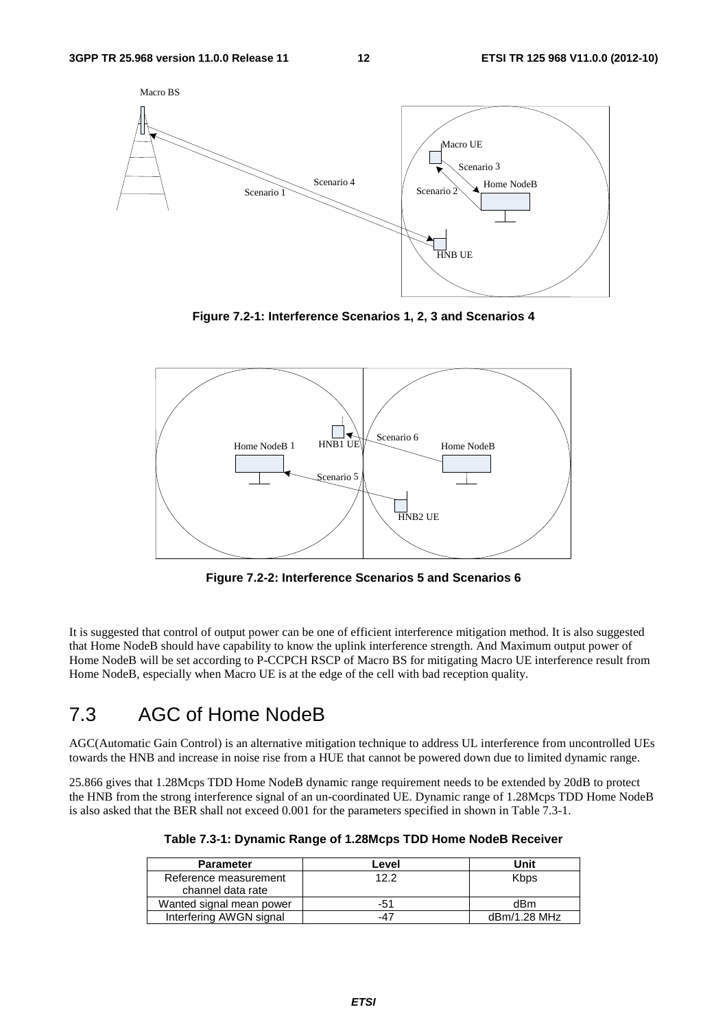Macro BS

Macro UE

Scenario 3

Scenario 4

Home NodeB

Scenario 1

Scenario 2

HNB UE

**Figure 7.2-1: Interference Scenarios 1, 2, 3 and Scenarios 4**

Scenario 6

Home NodeB 1

HNB1 UE

Home NodeB

Scenario 5

HNB2 UE

**Figure 7.2-2: Interference Scenarios 5 and Scenarios 6**

It is suggested that control of output power can be one of efficient interference mitigation method. It is also suggested that Home NodeB should have capability to know the uplink interference strength. And Maximum output power of Home NodeB will be set according to P-CCPCH RSCP of Macro BS for mitigating Macro UE interference result from Home NodeB, especially when Macro UE is at the edge of the cell with bad reception quality.

## 7.3 AGC of Home NodeB

AGC(Automatic Gain Control) is an alternative mitigation technique to address UL interference from uncontrolled UEs towards the HNB and increase in noise rise from a HUE that cannot be powered down due to limited dynamic range.

25.866 gives that 1.28Mcps TDD Home NodeB dynamic range requirement needs to be extended by 20dB to protect the HNB from the strong interference signal of an un-coordinated UE. Dynamic range of 1.28Mcps TDD Home NodeB is also asked that the BER shall not exceed 0.001 for the parameters specified in shown in Table 7.3-1.

**Table 7.3-1: Dynamic Range of 1.28Mcps TDD Home NodeB Receiver**

| Parameter | Level | Unit |
| --- | --- | --- |
| Reference measurement channel data rate | 12.2 | Kbps |
| Wanted signal mean power | -51 | dBm |
| Interfering AWGN signal | -47 | dBm/1.28 MHz |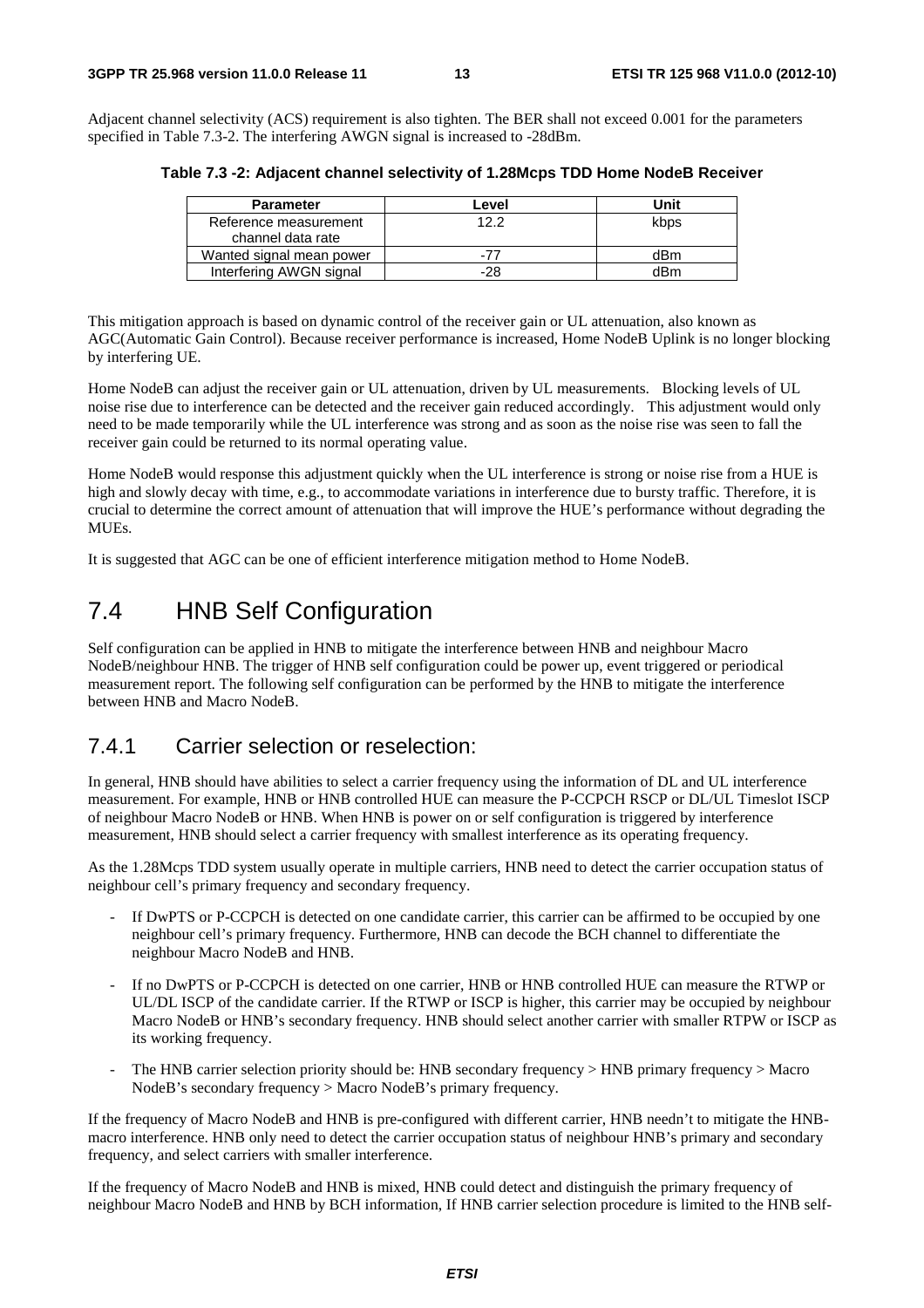Adjacent channel selectivity (ACS) requirement is also tighten. The BER shall not exceed 0.001 for the parameters specified in Table 7.3-2. The interfering AWGN signal is increased to -28dBm.

**Table 7.3 -2: Adjacent channel selectivity of 1.28Mcps TDD Home NodeB Receiver**

| Parameter | Level | Unit |
|---|---|---|
| Reference measurement channel data rate | 12.2 | kbps |
| Wanted signal mean power | -77 | dBm |
| Interfering AWGN signal | -28 | dBm |

This mitigation approach is based on dynamic control of the receiver gain or UL attenuation, also known as AGC(Automatic Gain Control). Because receiver performance is increased, Home NodeB Uplink is no longer blocking by interfering UE.

Home NodeB can adjust the receiver gain or UL attenuation, driven by UL measurements. Blocking levels of UL noise rise due to interference can be detected and the receiver gain reduced accordingly. This adjustment would only need to be made temporarily while the UL interference was strong and as soon as the noise rise was seen to fall the receiver gain could be returned to its normal operating value.

Home NodeB would response this adjustment quickly when the UL interference is strong or noise rise from a HUE is high and slowly decay with time, e.g., to accommodate variations in interference due to bursty traffic. Therefore, it is crucial to determine the correct amount of attenuation that will improve the HUE's performance without degrading the MUEs.

It is suggested that AGC can be one of efficient interference mitigation method to Home NodeB.

# 7.4 HNB Self Configuration

Self configuration can be applied in HNB to mitigate the interference between HNB and neighbour Macro NodeB/neighbour HNB. The trigger of HNB self configuration could be power up, event triggered or periodical measurement report. The following self configuration can be performed by the HNB to mitigate the interference between HNB and Macro NodeB.

## 7.4.1 Carrier selection or reselection:

In general, HNB should have abilities to select a carrier frequency using the information of DL and UL interference measurement. For example, HNB or HNB controlled HUE can measure the P-CCPCH RSCP or DL/UL Timeslot ISCP of neighbour Macro NodeB or HNB. When HNB is power on or self configuration is triggered by interference measurement, HNB should select a carrier frequency with smallest interference as its operating frequency.

As the 1.28Mcps TDD system usually operate in multiple carriers, HNB need to detect the carrier occupation status of neighbour cell's primary frequency and secondary frequency.

- If DwPTS or P-CCPCH is detected on one candidate carrier, this carrier can be affirmed to be occupied by one neighbour cell's primary frequency. Furthermore, HNB can decode the BCH channel to differentiate the neighbour Macro NodeB and HNB.
- If no DwPTS or P-CCPCH is detected on one carrier, HNB or HNB controlled HUE can measure the RTWP or UL/DL ISCP of the candidate carrier. If the RTWP or ISCP is higher, this carrier may be occupied by neighbour Macro NodeB or HNB's secondary frequency. HNB should select another carrier with smaller RTPW or ISCP as its working frequency.
- The HNB carrier selection priority should be: HNB secondary frequency > HNB primary frequency > Macro NodeB's secondary frequency > Macro NodeB's primary frequency.

If the frequency of Macro NodeB and HNB is pre-configured with different carrier, HNB needn't to mitigate the HNB-macro interference. HNB only need to detect the carrier occupation status of neighbour HNB's primary and secondary frequency, and select carriers with smaller interference.

If the frequency of Macro NodeB and HNB is mixed, HNB could detect and distinguish the primary frequency of neighbour Macro NodeB and HNB by BCH information, If HNB carrier selection procedure is limited to the HNB self-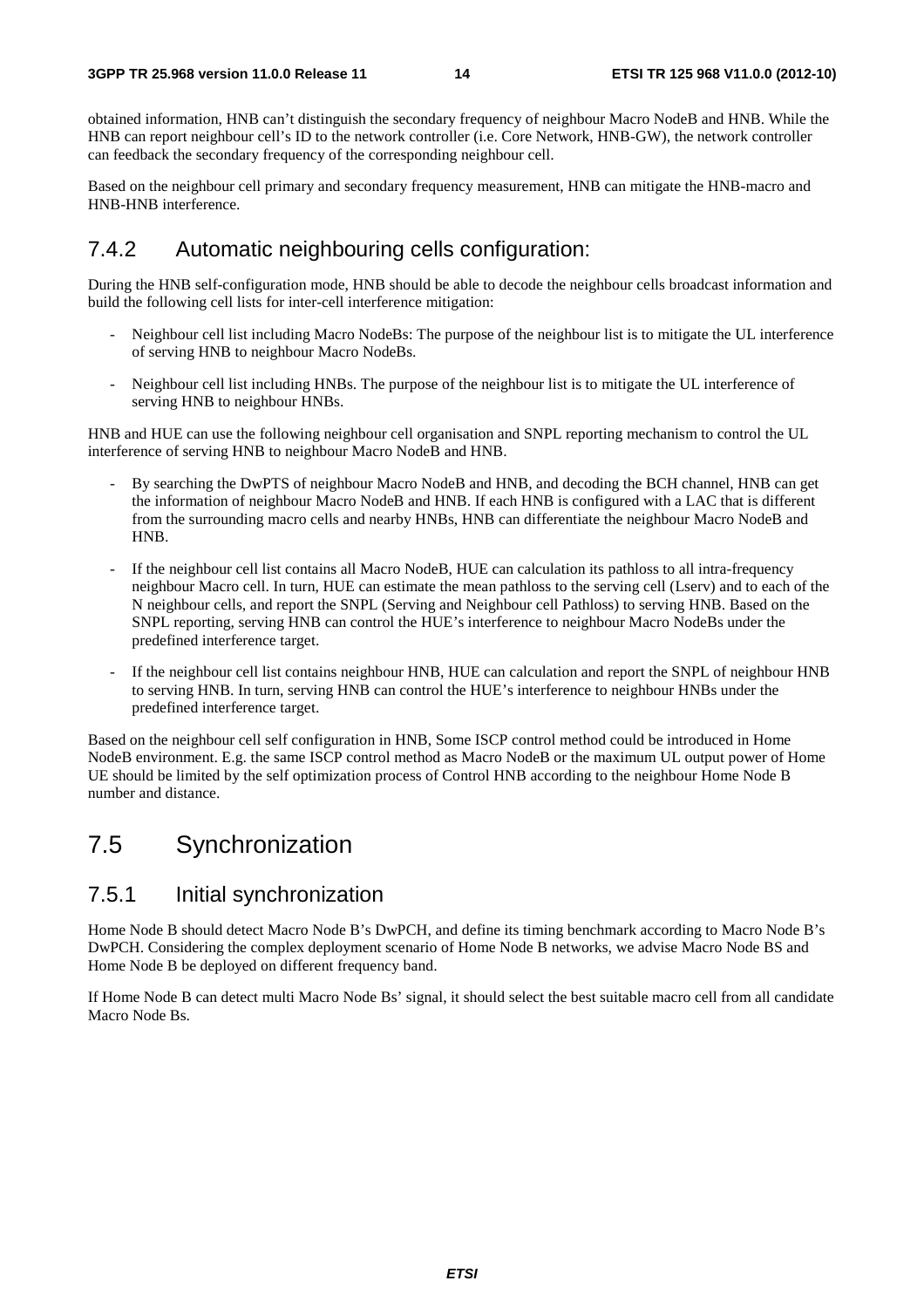obtained information, HNB can't distinguish the secondary frequency of neighbour Macro NodeB and HNB. While the HNB can report neighbour cell's ID to the network controller (i.e. Core Network, HNB-GW), the network controller can feedback the secondary frequency of the corresponding neighbour cell.

Based on the neighbour cell primary and secondary frequency measurement, HNB can mitigate the HNB-macro and HNB-HNB interference.

### 7.4.2 Automatic neighbouring cells configuration:

During the HNB self-configuration mode, HNB should be able to decode the neighbour cells broadcast information and build the following cell lists for inter-cell interference mitigation:

- Neighbour cell list including Macro NodeBs: The purpose of the neighbour list is to mitigate the UL interference of serving HNB to neighbour Macro NodeBs.
- Neighbour cell list including HNBs. The purpose of the neighbour list is to mitigate the UL interference of serving HNB to neighbour HNBs.

HNB and HUE can use the following neighbour cell organisation and SNPL reporting mechanism to control the UL interference of serving HNB to neighbour Macro NodeB and HNB.

- By searching the DwPTS of neighbour Macro NodeB and HNB, and decoding the BCH channel, HNB can get the information of neighbour Macro NodeB and HNB. If each HNB is configured with a LAC that is different from the surrounding macro cells and nearby HNBs, HNB can differentiate the neighbour Macro NodeB and HNB.
- If the neighbour cell list contains all Macro NodeB, HUE can calculation its pathloss to all intra-frequency neighbour Macro cell. In turn, HUE can estimate the mean pathloss to the serving cell (Lserv) and to each of the N neighbour cells, and report the SNPL (Serving and Neighbour cell Pathloss) to serving HNB. Based on the SNPL reporting, serving HNB can control the HUE's interference to neighbour Macro NodeBs under the predefined interference target.
- If the neighbour cell list contains neighbour HNB, HUE can calculation and report the SNPL of neighbour HNB to serving HNB. In turn, serving HNB can control the HUE's interference to neighbour HNBs under the predefined interference target.

Based on the neighbour cell self configuration in HNB, Some ISCP control method could be introduced in Home NodeB environment. E.g. the same ISCP control method as Macro NodeB or the maximum UL output power of Home UE should be limited by the self optimization process of Control HNB according to the neighbour Home Node B number and distance.

## 7.5 Synchronization

### 7.5.1 Initial synchronization

Home Node B should detect Macro Node B's DwPCH, and define its timing benchmark according to Macro Node B's DwPCH. Considering the complex deployment scenario of Home Node B networks, we advise Macro Node BS and Home Node B be deployed on different frequency band.

If Home Node B can detect multi Macro Node Bs' signal, it should select the best suitable macro cell from all candidate Macro Node Bs.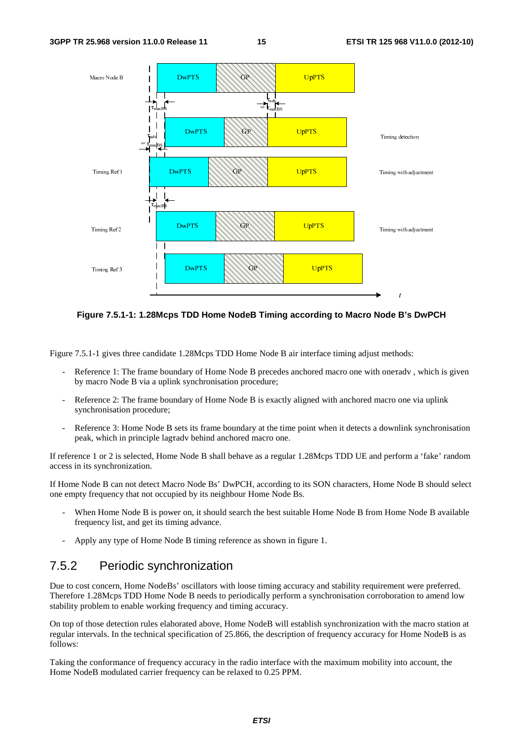Macro Node B

DwPTS

GP

UpPTS

$\tau_{macBS}$

$\tau_{adv} = \tau_{macBS}$

Timing detection

Timing Ref 1

Timing with adjustment

Timing Ref 2

Timing with adjustment

Timing Ref 3

$t$

**Figure 7.5.1-1: 1.28Mcps TDD Home NodeB Timing according to Macro Node B's DwPCH**

Figure 7.5.1-1 gives three candidate 1.28Mcps TDD Home Node B air interface timing adjust methods:

- Reference 1: The frame boundary of Home Node B precedes anchored macro one with one $\tau_{adv}$ , which is given by macro Node B via a uplink synchronisation procedure;
- Reference 2: The frame boundary of Home Node B is exactly aligned with anchored macro one via uplink synchronisation procedure;
- Reference 3: Home Node B sets its frame boundary at the time point when it detects a downlink synchronisation peak, which in principle lag $\tau_{adv}$ behind anchored macro one.

If reference 1 or 2 is selected, Home Node B shall behave as a regular 1.28Mcps TDD UE and perform a 'fake' random access in its synchronization.

If Home Node B can not detect Macro Node Bs' DwPCH, according to its SON characters, Home Node B should select one empty frequency that not occupied by its neighbour Home Node Bs.

- When Home Node B is power on, it should search the best suitable Home Node B from Home Node B available frequency list, and get its timing advance.
- Apply any type of Home Node B timing reference as shown in figure 1.

## 7.5.2 Periodic synchronization

Due to cost concern, Home NodeBs' oscillators with loose timing accuracy and stability requirement were preferred. Therefore 1.28Mcps TDD Home Node B needs to periodically perform a synchronisation corroboration to amend low stability problem to enable working frequency and timing accuracy.

On top of those detection rules elaborated above, Home NodeB will establish synchronization with the macro station at regular intervals. In the technical specification of 25.866, the description of frequency accuracy for Home NodeB is as follows:

Taking the conformance of frequency accuracy in the radio interface with the maximum mobility into account, the Home NodeB modulated carrier frequency can be relaxed to 0.25 PPM.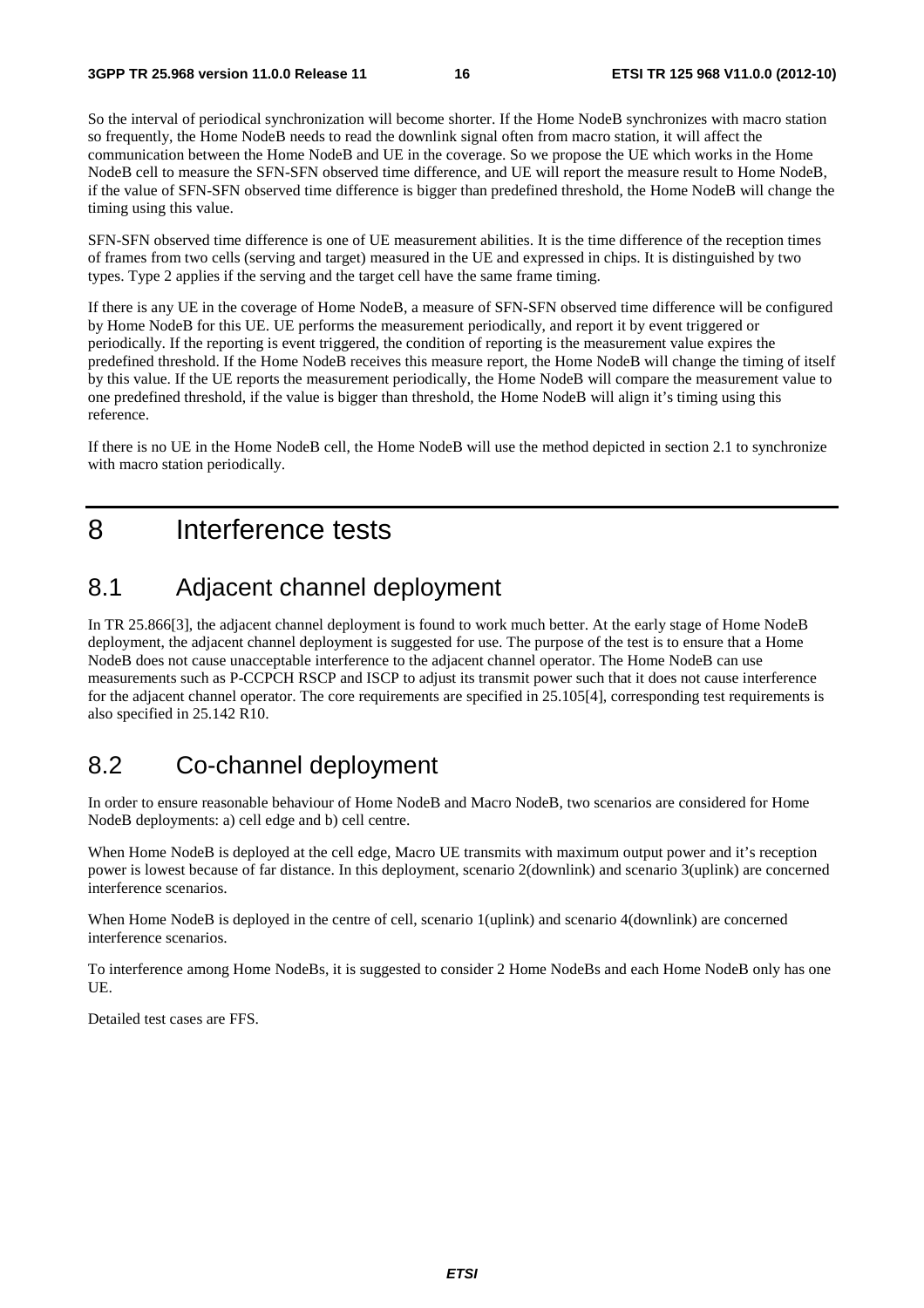So the interval of periodical synchronization will become shorter. If the Home NodeB synchronizes with macro station so frequently, the Home NodeB needs to read the downlink signal often from macro station, it will affect the communication between the Home NodeB and UE in the coverage. So we propose the UE which works in the Home NodeB cell to measure the SFN-SFN observed time difference, and UE will report the measure result to Home NodeB, if the value of SFN-SFN observed time difference is bigger than predefined threshold, the Home NodeB will change the timing using this value.

SFN-SFN observed time difference is one of UE measurement abilities. It is the time difference of the reception times of frames from two cells (serving and target) measured in the UE and expressed in chips. It is distinguished by two types. Type 2 applies if the serving and the target cell have the same frame timing.

If there is any UE in the coverage of Home NodeB, a measure of SFN-SFN observed time difference will be configured by Home NodeB for this UE. UE performs the measurement periodically, and report it by event triggered or periodically. If the reporting is event triggered, the condition of reporting is the measurement value expires the predefined threshold. If the Home NodeB receives this measure report, the Home NodeB will change the timing of itself by this value. If the UE reports the measurement periodically, the Home NodeB will compare the measurement value to one predefined threshold, if the value is bigger than threshold, the Home NodeB will align it's timing using this reference.

If there is no UE in the Home NodeB cell, the Home NodeB will use the method depicted in section 2.1 to synchronize with macro station periodically.

# 8 Interference tests

## 8.1 Adjacent channel deployment

In TR 25.866[3], the adjacent channel deployment is found to work much better. At the early stage of Home NodeB deployment, the adjacent channel deployment is suggested for use. The purpose of the test is to ensure that a Home NodeB does not cause unacceptable interference to the adjacent channel operator. The Home NodeB can use measurements such as P-CCPCH RSCP and ISCP to adjust its transmit power such that it does not cause interference for the adjacent channel operator. The core requirements are specified in 25.105[4], corresponding test requirements is also specified in 25.142 R10.

## 8.2 Co-channel deployment

In order to ensure reasonable behaviour of Home NodeB and Macro NodeB, two scenarios are considered for Home NodeB deployments: a) cell edge and b) cell centre.

When Home NodeB is deployed at the cell edge, Macro UE transmits with maximum output power and it's reception power is lowest because of far distance. In this deployment, scenario 2(downlink) and scenario 3(uplink) are concerned interference scenarios.

When Home NodeB is deployed in the centre of cell, scenario 1(uplink) and scenario 4(downlink) are concerned interference scenarios.

To interference among Home NodeBs, it is suggested to consider 2 Home NodeBs and each Home NodeB only has one UE.

Detailed test cases are FFS.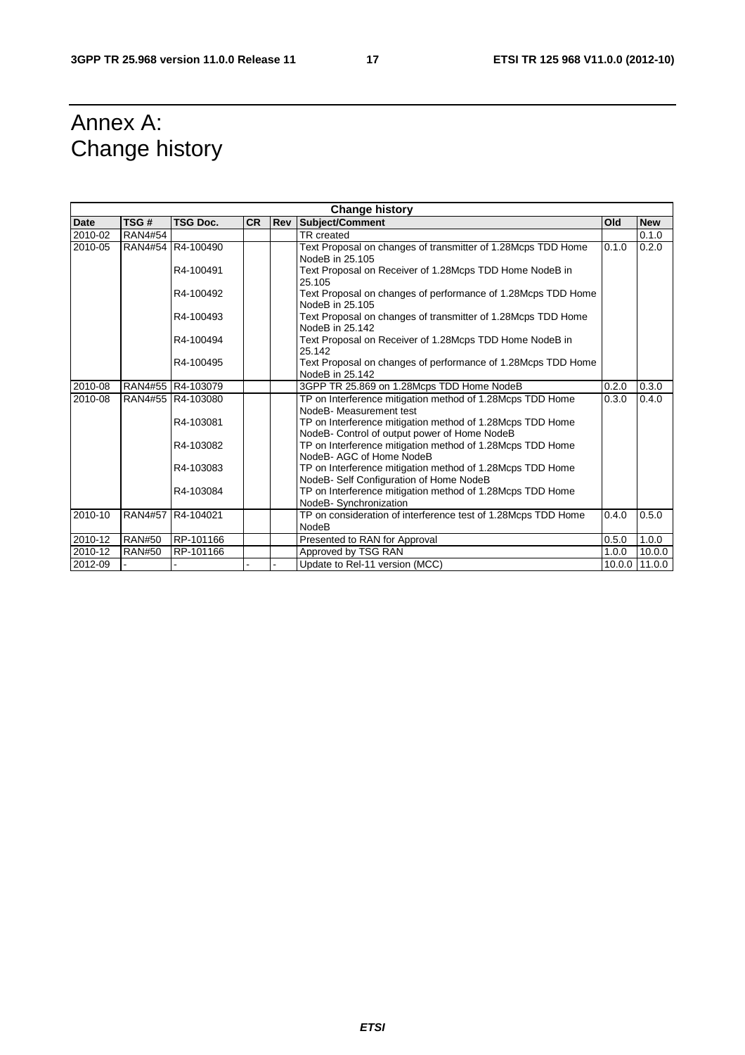# Annex A: Change history

| Change history | | | | | | | |
|---|---|---|---|---|---|---|---|
| **Date** | **TSG #** | **TSG Doc.** | **CR** | **Rev** | **Subject/Comment** | **Old** | **New** |
| 2010-02 | RAN4#54 | | | | TR created | | 0.1.0 |
| 2010-05 | RAN4#54 | R4-100490 | | | Text Proposal on changes of transmitter of 1.28Mcps TDD Home NodeB in 25.105 | 0.1.0 | 0.2.0 |
| | | R4-100491 | | | Text Proposal on Receiver of 1.28Mcps TDD Home NodeB in 25.105 | | |
| | | R4-100492 | | | Text Proposal on changes of performance of 1.28Mcps TDD Home NodeB in 25.105 | | |
| | | R4-100493 | | | Text Proposal on changes of transmitter of 1.28Mcps TDD Home NodeB in 25.142 | | |
| | | R4-100494 | | | Text Proposal on Receiver of 1.28Mcps TDD Home NodeB in 25.142 | | |
| | | R4-100495 | | | Text Proposal on changes of performance of 1.28Mcps TDD Home NodeB in 25.142 | | |
| 2010-08 | RAN4#55 | R4-103079 | | | 3GPP TR 25.869 on 1.28Mcps TDD Home NodeB | 0.2.0 | 0.3.0 |
| 2010-08 | RAN4#55 | R4-103080 | | | TP on Interference mitigation method of 1.28Mcps TDD Home NodeB- Measurement test | 0.3.0 | 0.4.0 |
| | | R4-103081 | | | TP on Interference mitigation method of 1.28Mcps TDD Home NodeB- Control of output power of Home NodeB | | |
| | | R4-103082 | | | TP on Interference mitigation method of 1.28Mcps TDD Home NodeB- AGC of Home NodeB | | |
| | | R4-103083 | | | TP on Interference mitigation method of 1.28Mcps TDD Home NodeB- Self Configuration of Home NodeB | | |
| | | R4-103084 | | | TP on Interference mitigation method of 1.28Mcps TDD Home NodeB- Synchronization | | |
| 2010-10 | RAN4#57 | R4-104021 | | | TP on consideration of interference test of 1.28Mcps TDD Home NodeB | 0.4.0 | 0.5.0 |
| 2010-12 | RAN#50 | RP-101166 | | | Presented to RAN for Approval | 0.5.0 | 1.0.0 |
| 2010-12 | RAN#50 | RP-101166 | | | Approved by TSG RAN | 1.0.0 | 10.0.0 |
| 2012-09 | - | - | - | - | Update to Rel-11 version (MCC) | 10.0.0 | 11.0.0 |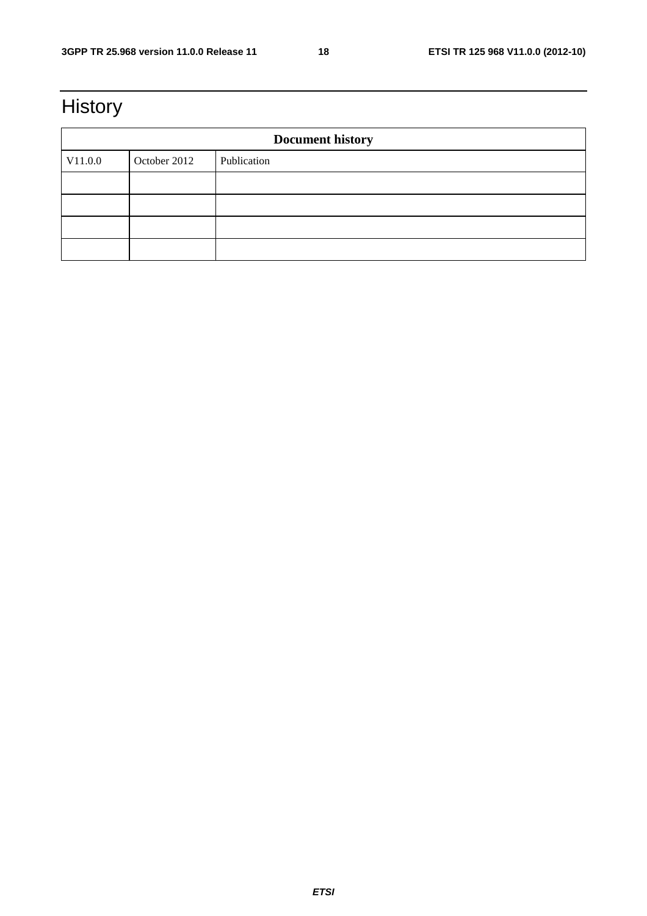# History

| Document history | | |
|---|---|---|
| V11.0.0 | October 2012 | Publication |
| | | |
| | | |
| | | |
| | | |